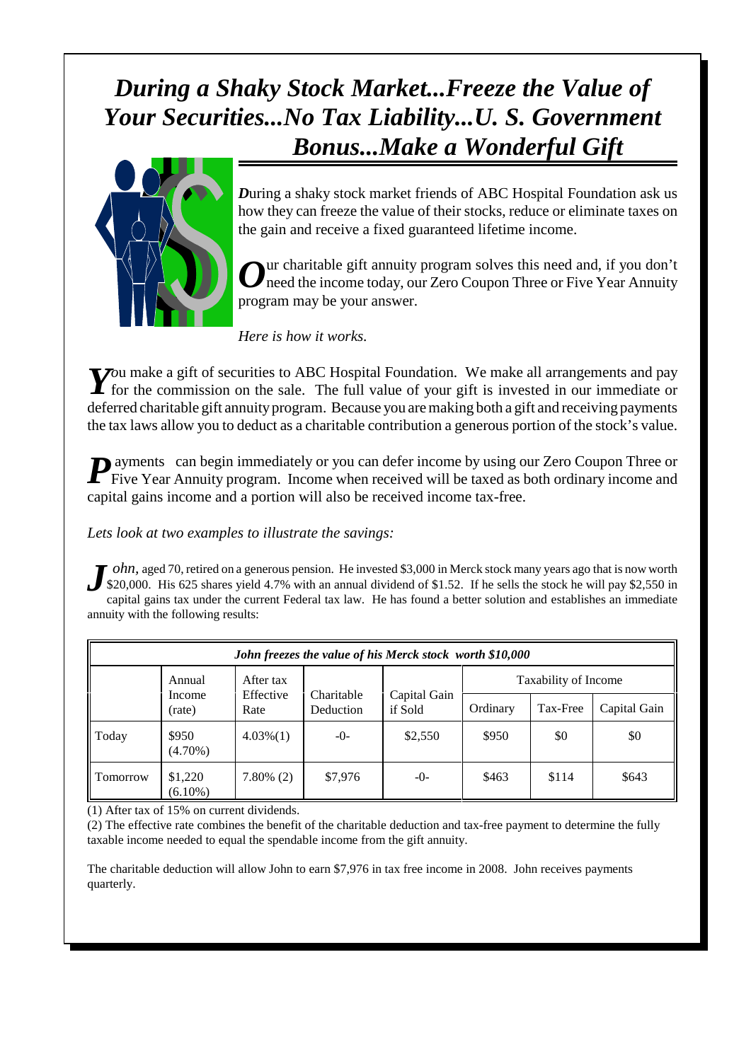# *During a Shaky Stock Market...Freeze the Value of Your Securities...No Tax Liability...U. S. Government Bonus...Make a Wonderful Gift*

**D**uring a shaky stock market friends of ABC Hospital Foundation ask us how they can freeze the value of their stocks, reduce or eliminate taxes on the gain and receive a fixed guaranteed lifetime income.

**O**ur charitable gift annuity program solves this need and, if you don't need the income today, our Zero Coupon Three or Five Year Annuity program may be your answer.

*Here is how it works.*

**Y**ou make a gift of securities to ABC Hospital Foundation. We make all arrangements and pay for the commission on the sale. The full value of your gift is invested in our immediate or deferred charitable gift annuity program. Because you are making both a gift and receiving payments the tax laws allow you to deduct as a charitable contribution a generous portion of the stock's value.

**P**ayments can begin immediately or you can defer income by using our Zero Coupon Three or Five Year Annuity program. Income when received will be taxed as both ordinary income and capital gains income and a portion will also be received income tax-free.

*Lets look at two examples to illustrate the savings:*

**J**ohn, aged 70, retired on a generous pension. He invested $3,000 in Merck stock many years ago that is now worth $20,000. His 625 shares yield 4.7% with an annual dividend of $1.52. If he sells the stock he will pay $2,550 in capital gains tax under the current Federal tax law. He has found a better solution and establishes an immediate annuity with the following results:

| *John freezes the value of his Merck stock worth $10,000* | | | | | | | |
|---|---|---|---|---|---|---|---|
| | Annual Income (rate) | After tax Effective Rate | Charitable Deduction | Capital Gain if Sold | Taxability of Income | | |
| | | | | | Ordinary | Tax-Free | Capital Gain |
| Today | $950 (4.70%) | 4.03%(1) | -0- | $2,550 | $950 | $0 | $0 |
| Tomorrow | $1,220 (6.10%) | 7.80% (2) | $7,976 | -0- | $463 | $114 | $643 |

(1) After tax of 15% on current dividends.

(2) The effective rate combines the benefit of the charitable deduction and tax-free payment to determine the fully taxable income needed to equal the spendable income from the gift annuity.

The charitable deduction will allow John to earn $7,976 in tax free income in 2008. John receives payments quarterly.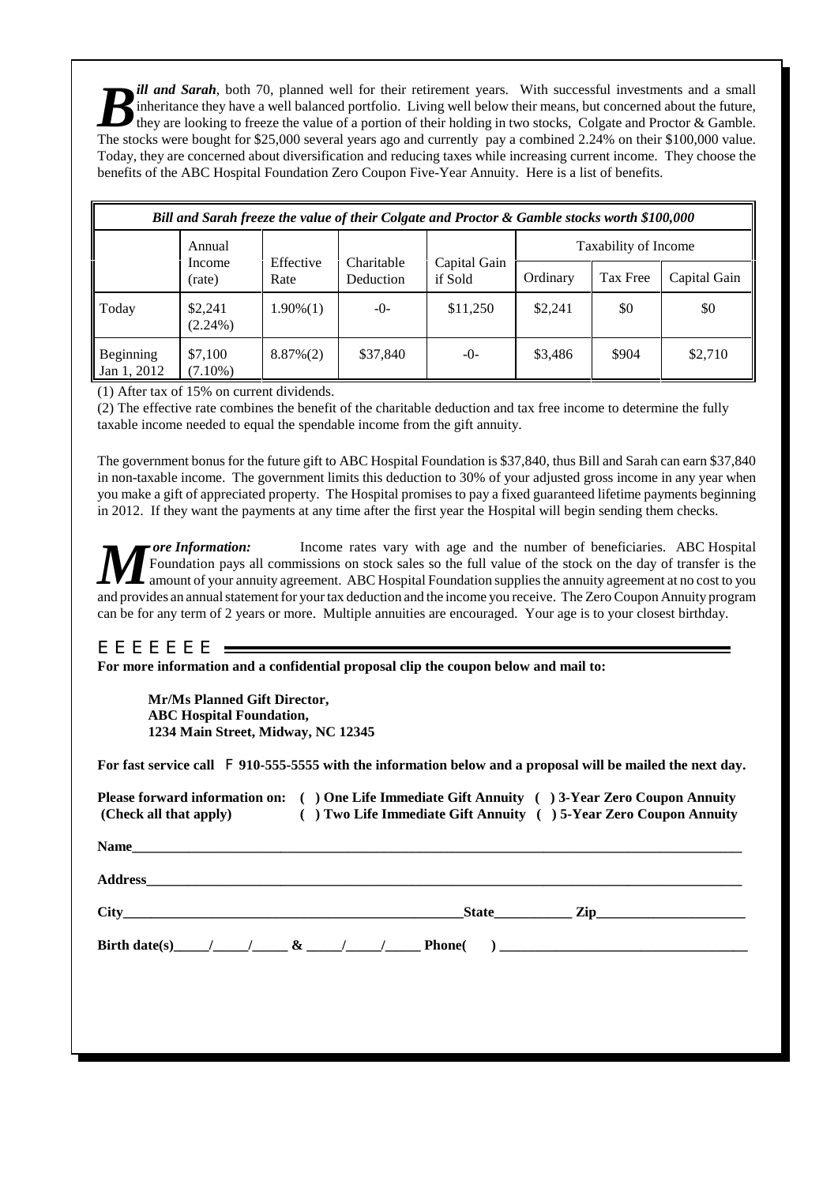***Bill and Sarah***, both 70, planned well for their retirement years. With successful investments and a small inheritance they have a well balanced portfolio. Living well below their means, but concerned about the future, they are looking to freeze the value of a portion of their holding in two stocks, Colgate and Proctor & Gamble. The stocks were bought for $25,000 several years ago and currently pay a combined 2.24% on their $100,000 value. Today, they are concerned about diversification and reducing taxes while increasing current income. They choose the benefits of the ABC Hospital Foundation Zero Coupon Five-Year Annuity. Here is a list of benefits.

***Bill and Sarah freeze the value of their Colgate and Proctor & Gamble stocks worth $100,000***

| | Annual Income (rate) | Effective Rate | Charitable Deduction | Capital Gain if Sold | Taxability of Income | | |
|---|---|---|---|---|---|---|---|
| | | | | | Ordinary | Tax Free | Capital Gain |
| Today | $2,241 (2.24%) | 1.90%(1) | -0- | $11,250 | $2,241 | $0 | $0 |
| Beginning Jan 1, 2012 | $7,100 (7.10%) | 8.87%(2) | $37,840 | -0- | $3,486 | $904 | $2,710 |

(1) After tax of 15% on current dividends.

(2) The effective rate combines the benefit of the charitable deduction and tax free income to determine the fully taxable income needed to equal the spendable income from the gift annuity.

The government bonus for the future gift to ABC Hospital Foundation is $37,840, thus Bill and Sarah can earn $37,840 in non-taxable income. The government limits this deduction to 30% of your adjusted gross income in any year when you make a gift of appreciated property. The Hospital promises to pay a fixed guaranteed lifetime payments beginning in 2012. If they want the payments at any time after the first year the Hospital will begin sending them checks.

***More Information:*** Income rates vary with age and the number of beneficiaries. ABC Hospital Foundation pays all commissions on stock sales so the full value of the stock on the day of transfer is the amount of your annuity agreement. ABC Hospital Foundation supplies the annuity agreement at no cost to you and provides an annual statement for your tax deduction and the income you receive. The Zero Coupon Annuity program can be for any term of 2 years or more. Multiple annuities are encouraged. Your age is to your closest birthday.

E E E E E E E

**For more information and a confidential proposal clip the coupon below and mail to:**

**Mr/Ms Planned Gift Director,**
**ABC Hospital Foundation,**
**1234 Main Street, Midway, NC 12345**

**For fast service call** F **910-555-5555 with the information below and a proposal will be mailed the next day.**

**Please forward information on:** **( ) One Life Immediate Gift Annuity ( ) 3-Year Zero Coupon Annuity**
**(Check all that apply)** **( ) Two Life Immediate Gift Annuity ( ) 5-Year Zero Coupon Annuity**

**Name**\_\_\_\_\_\_\_\_\_\_\_\_\_\_\_\_\_\_\_\_\_\_\_\_\_\_\_\_\_\_\_\_\_\_\_\_\_\_\_\_

**Address**\_\_\_\_\_\_\_\_\_\_\_\_\_\_\_\_\_\_\_\_\_\_\_\_\_\_\_\_\_\_\_\_\_\_\_\_\_\_\_\_

**City**\_\_\_\_\_\_\_\_\_\_\_\_\_\_\_\_\_\_\_\_\_\_\_\_ **State**\_\_\_\_\_\_\_\_\_\_ **Zip**\_\_\_\_\_\_\_\_\_\_\_\_\_\_\_\_

**Birth date(s)**\_\_\_\_\_/\_\_\_\_\_/\_\_\_\_\_ **&** \_\_\_\_\_/\_\_\_\_\_/\_\_\_\_\_ **Phone(** **)** \_\_\_\_\_\_\_\_\_\_\_\_\_\_\_\_\_\_\_\_\_\_\_\_